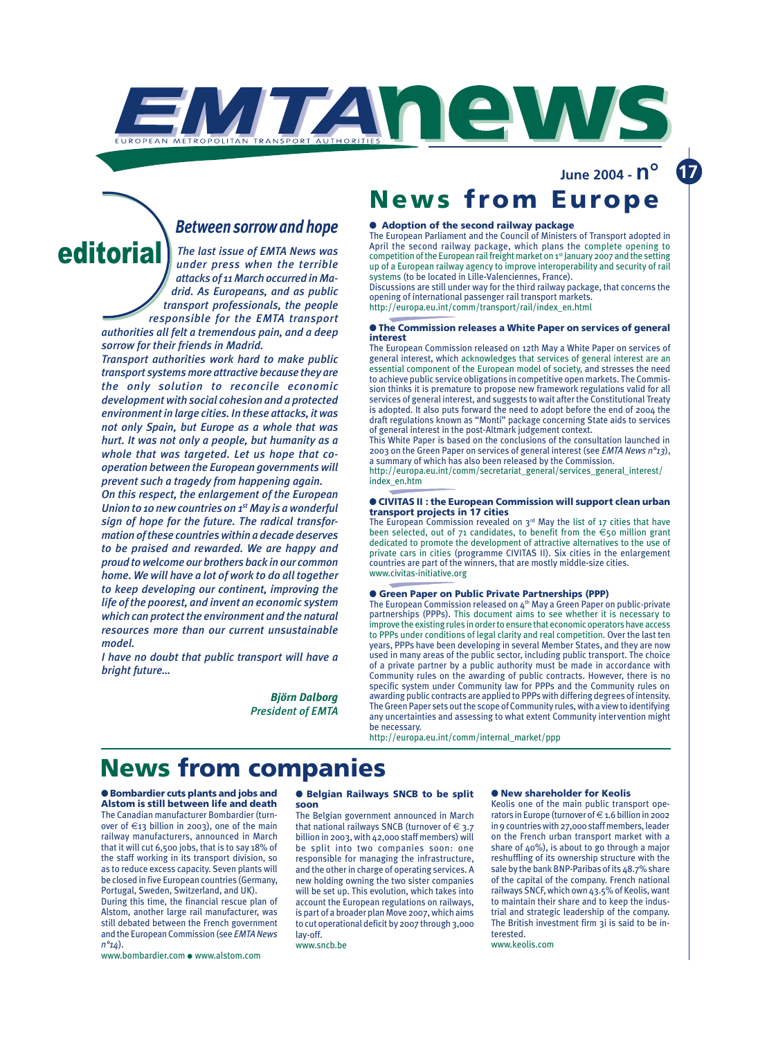# EMTA news

EUROPEAN METROPOLITAN TRANSPORT AUTHORITIES

June 2004 - n° 17

## editorial

### Between sorrow and hope

*The last issue of EMTA News was under press when the terrible attacks of 11 March occurred in Madrid. As Europeans, and as public transport professionals, the people responsible for the EMTA transport authorities all felt a tremendous pain, and a deep sorrow for their friends in Madrid.*

*Transport authorities work hard to make public transport systems more attractive because they are the only solution to reconcile economic development with social cohesion and a protected environment in large cities. In these attacks, it was not only Spain, but Europe as a whole that was hurt. It was not only a people, but humanity as a whole that was targeted. Let us hope that co-operation between the European governments will prevent such a tragedy from happening again.*

*On this respect, the enlargement of the European Union to 10 new countries on 1st May is a wonderful sign of hope for the future. The radical transformation of these countries within a decade deserves to be praised and rewarded. We are happy and proud to welcome our brothers back in our common home. We will have a lot of work to do all together to keep developing our continent, improving the life of the poorest, and invent an economic system which can protect the environment and the natural resources more than our current unsustainable model.*

*I have no doubt that public transport will have a bright future...*

***Björn Dalborg***
***President of EMTA***

## News from Europe

### ● Adoption of the second railway package

The European Parliament and the Council of Ministers of Transport adopted in April the second railway package, which plans the complete opening to competition of the European rail freight market on 1st January 2007 and the setting up of a European railway agency to improve interoperability and security of rail systems (to be located in Lille-Valenciennes, France).

Discussions are still under way for the third railway package, that concerns the opening of international passenger rail transport markets.

http://europa.eu.int/comm/transport/rail/index_en.html

### ● The Commission releases a White Paper on services of general interest

The European Commission released on 12th May a White Paper on services of general interest, which acknowledges that services of general interest are an essential component of the European model of society, and stresses the need to achieve public service obligations in competitive open markets. The Commission thinks it is premature to propose new framework regulations valid for all services of general interest, and suggests to wait after the Constitutional Treaty is adopted. It also puts forward the need to adopt before the end of 2004 the draft regulations known as "Monti" package concerning State aids to services of general interest in the post-Altmark judgement context.

This White Paper is based on the conclusions of the consultation launched in 2003 on the Green Paper on services of general interest (see *EMTA News n°13*), a summary of which has also been released by the Commission.

http://europa.eu.int/comm/secretariat_general/services_general_interest/index_en.htm

### ● CIVITAS II : the European Commission will support clean urban transport projects in 17 cities

The European Commission revealed on 3rd May the list of 17 cities that have been selected, out of 71 candidates, to benefit from the €50 million grant dedicated to promote the development of attractive alternatives to the use of private cars in cities (programme CIVITAS II). Six cities in the enlargement countries are part of the winners, that are mostly middle-size cities.

www.civitas-initiative.org

### ● Green Paper on Public Private Partnerships (PPP)

The European Commission released on 4th May a Green Paper on public-private partnerships (PPPs). This document aims to see whether it is necessary to improve the existing rules in order to ensure that economic operators have access to PPPs under conditions of legal clarity and real competition. Over the last ten years, PPPs have been developing in several Member States, and they are now used in many areas of the public sector, including public transport. The choice of a private partner by a public authority must be made in accordance with Community rules on the awarding of public contracts. However, there is no specific system under Community law for PPPs and the Community rules on awarding public contracts are applied to PPPs with differing degrees of intensity. The Green Paper sets out the scope of Community rules, with a view to identifying any uncertainties and assessing to what extent Community intervention might be necessary.

http://europa.eu.int/comm/internal_market/ppp

## News from companies

### ● Bombardier cuts plants and jobs and Alstom is still between life and death

The Canadian manufacturer Bombardier (turnover of €13 billion in 2003), one of the main railway manufacturers, announced in March that it will cut 6,500 jobs, that is to say 18% of the staff working in its transport division, so as to reduce excess capacity. Seven plants will be closed in five European countries (Germany, Portugal, Sweden, Switzerland, and UK).

During this time, the financial rescue plan of Alstom, another large rail manufacturer, was still debated between the French government and the European Commission (see *EMTA News n°14*).

www.bombardier.com ● www.alstom.com

### ● Belgian Railways SNCB to be split soon

The Belgian government announced in March that national railways SNCB (turnover of € 3.7 billion in 2003, with 42,000 staff members) will be split into two companies soon: one responsible for managing the infrastructure, and the other in charge of operating services. A new holding owning the two sister companies will be set up. This evolution, which takes into account the European regulations on railways, is part of a broader plan Move 2007, which aims to cut operational deficit by 2007 through 3,000 lay-off.

www.sncb.be

### ● New shareholder for Keolis

Keolis one of the main public transport operators in Europe (turnover of € 1.6 billion in 2002 in 9 countries with 27,000 staff members, leader on the French urban transport market with a share of 40%), is about to go through a major reshuffling of its ownership structure with the sale by the bank BNP-Paribas of its 48.7% share of the capital of the company. French national railways SNCF, which own 43.5% of Keolis, want to maintain their share and to keep the industrial and strategic leadership of the company. The British investment firm 3i is said to be interested.

www.keolis.com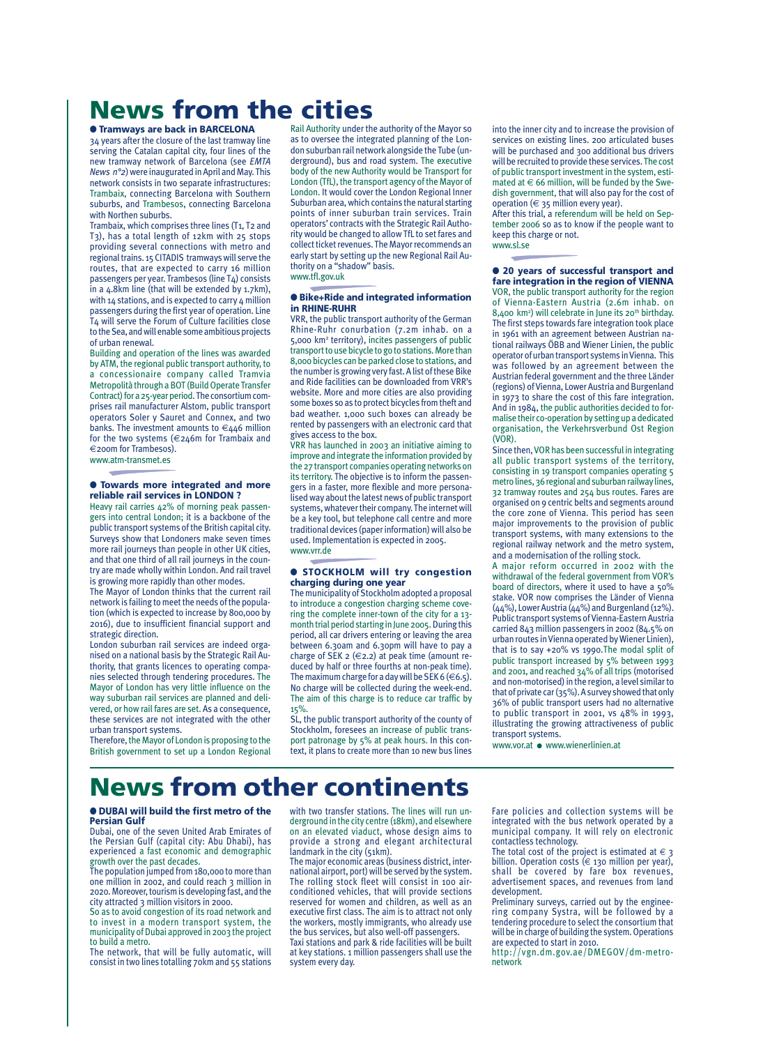# News from the cities

## ● Tramways are back in BARCELONA

34 years after the closure of the last tramway line serving the Catalan capital city, four lines of the new tramway network of Barcelona (see *EMTA News n°2*) were inaugurated in April and May. This network consists in two separate infrastructures: Trambaix, connecting Barcelona with Southern suburbs, and Trambesos, connecting Barcelona with Northen suburbs.

Trambaix, which comprises three lines (T1, T2 and T3), has a total length of 12km with 25 stops providing several connections with metro and regional trains. 15 CITADIS tramways will serve the routes, that are expected to carry 16 million passengers per year. Trambesos (line T4) consists in a 4.8km line (that will be extended by 1.7km), with 14 stations, and is expected to carry 4 million passengers during the first year of operation. Line T4 will serve the Forum of Culture facilities close to the Sea, and will enable some ambitious projects of urban renewal.

Building and operation of the lines was awarded by ATM, the regional public transport authority, to a concessionaire company called Tramvia Metropolità through a BOT (Build Operate Transfer Contract) for a 25-year period. The consortium comprises rail manufacturer Alstom, public transport operators Soler y Sauret and Connex, and two banks. The investment amounts to €446 million for the two systems (€246m for Trambaix and €200m for Trambesos).

www.atm-transmet.es

## ● Towards more integrated and more reliable rail services in LONDON ?

Heavy rail carries 42% of morning peak passengers into central London; it is a backbone of the public transport systems of the British capital city. Surveys show that Londoners make seven times more rail journeys than people in other UK cities, and that one third of all rail journeys in the country are made wholly within London. And rail travel is growing more rapidly than other modes.

The Mayor of London thinks that the current rail network is failing to meet the needs of the population (which is expected to increase by 800,000 by 2016), due to insufficient financial support and strategic direction.

London suburban rail services are indeed organised on a national basis by the Strategic Rail Authority, that grants licences to operating companies selected through tendering procedures. The Mayor of London has very little influence on the way suburban rail services are planned and delivered, or how rail fares are set. As a consequence, these services are not integrated with the other urban transport systems.

Therefore, the Mayor of London is proposing to the British government to set up a London Regional Rail Authority under the authority of the Mayor so as to oversee the integrated planning of the London suburban rail network alongside the Tube (underground), bus and road system. The executive body of the new Authority would be Transport for London (TfL), the transport agency of the Mayor of London. It would cover the London Regional Inner Suburban area, which contains the natural starting points of inner suburban train services. Train operators' contracts with the Strategic Rail Authority would be changed to allow TfL to set fares and collect ticket revenues. The Mayor recommends an early start by setting up the new Regional Rail Authority on a "shadow" basis.

www.tfl.gov.uk

## ● Bike+Ride and integrated information in RHINE-RUHR

VRR, the public transport authority of the German Rhine-Ruhr conurbation (7.2m inhab. on a 5,000 km² territory), incites passengers of public transport to use bicycle to go to stations. More than 8,000 bicycles can be parked close to stations, and the number is growing very fast. A list of these Bike and Ride facilities can be downloaded from VRR's website. More and more cities are also providing some boxes so as to protect bicycles from theft and bad weather. 1,000 such boxes can already be rented by passengers with an electronic card that gives access to the box.

VRR has launched in 2003 an initiative aiming to improve and integrate the information provided by the 27 transport companies operating networks on its territory. The objective is to inform the passengers in a faster, more flexible and more personalised way about the latest news of public transport systems, whatever their company. The internet will be a key tool, but telephone call centre and more traditional devices (paper information) will also be used. Implementation is expected in 2005.

www.vrr.de

## ● STOCKHOLM will try congestion charging during one year

The municipality of Stockholm adopted a proposal to introduce a congestion charging scheme covering the complete inner-town of the city for a 13-month trial period starting in June 2005. During this period, all car drivers entering or leaving the area between 6.30am and 6.30pm will have to pay a charge of SEK 2 (€2.2) at peak time (amount reduced by half or three fourths at non-peak time). The maximum charge for a day will be SEK 6 (€6.5). No charge will be collected during the week-end. The aim of this charge is to reduce car traffic by 15%.

SL, the public transport authority of the county of Stockholm, foresees an increase of public transport patronage by 5% at peak hours. In this context, it plans to create more than 10 new bus lines into the inner city and to increase the provision of services on existing lines. 200 articulated buses will be purchased and 300 additional bus drivers will be recruited to provide these services. The cost of public transport investment in the system, estimated at € 66 million, will be funded by the Swedish government, that will also pay for the cost of operation (€ 35 million every year).

After this trial, a referendum will be held on September 2006 so as to know if the people want to keep this charge or not.

www.sl.se

## ● 20 years of successful transport and fare integration in the region of VIENNA

VOR, the public transport authority for the region of Vienna-Eastern Austria (2.6m inhab. on 8,400 km²) will celebrate in June its 20th birthday. The first steps towards fare integration took place in 1961 with an agreement between Austrian national railways ÖBB and Wiener Linien, the public operator of urban transport systems in Vienna. This was followed by an agreement between the Austrian federal government and the three Länder (regions) of Vienna, Lower Austria and Burgenland in 1973 to share the cost of this fare integration. And in 1984, the public authorities decided to formalise their co-operation by setting up a dedicated organisation, the Verkehrsverbund Ost Region (VOR).

Since then, VOR has been successful in integrating all public transport systems of the territory, consisting in 19 transport companies operating 5 metro lines, 36 regional and suburban railway lines, 32 tramway routes and 254 bus routes. Fares are organised on 9 centric belts and segments around the core zone of Vienna. This period has seen major improvements to the provision of public transport systems, with many extensions to the regional railway network and the metro system, and a modernisation of the rolling stock.

A major reform occurred in 2002 with the withdrawal of the federal government from VOR's board of directors, where it used to have a 50% stake. VOR now comprises the Länder of Vienna (44%), Lower Austria (44%) and Burgenland (12%). Public transport systems of Vienna-Eastern Austria carried 843 million passengers in 2002 (84.5% on urban routes in Vienna operated by Wiener Linien), that is to say +20% vs 1990. The modal split of public transport increased by 5% between 1993 and 2001, and reached 34% of all trips (motorised and non-motorised) in the region, a level similar to that of private car (35%). A survey showed that only 36% of public transport users had no alternative to public transport in 2001, vs 48% in 1993, illustrating the growing attractiveness of public transport systems.

www.vor.at ● www.wienerlinien.at

# News from other continents

## ● DUBAI will build the first metro of the Persian Gulf

Dubai, one of the seven United Arab Emirates of the Persian Gulf (capital city: Abu Dhabi), has experienced a fast economic and demographic growth over the past decades.

The population jumped from 180,000 to more than one million in 2002, and could reach 3 million in 2020. Moreover, tourism is developing fast, and the city attracted 3 million visitors in 2000.

So as to avoid congestion of its road network and to invest in a modern transport system, the municipality of Dubai approved in 2003 the project to build a metro.

The network, that will be fully automatic, will consist in two lines totalling 70km and 55 stations with two transfer stations. The lines will run underground in the city centre (18km), and elsewhere on an elevated viaduct, whose design aims to provide a strong and elegant architectural landmark in the city (51km).

The major economic areas (business district, international airport, port) will be served by the system. The rolling stock fleet will consist in 100 air-conditioned vehicles, that will provide sections reserved for women and children, as well as an executive first class. The aim is to attract not only the workers, mostly immigrants, who already use the bus services, but also well-off passengers.

Taxi stations and park & ride facilities will be built at key stations. 1 million passengers shall use the system every day.

Fare policies and collection systems will be integrated with the bus network operated by a municipal company. It will rely on electronic contactless technology.

The total cost of the project is estimated at € 3 billion. Operation costs (€ 130 million per year), shall be covered by fare box revenues, advertisement spaces, and revenues from land development.

Preliminary surveys, carried out by the engineering company Systra, will be followed by a tendering procedure to select the consortium that will be in charge of building the system. Operations are expected to start in 2010.

http://vgn.dm.gov.ae/DMEGOV/dm-metro-network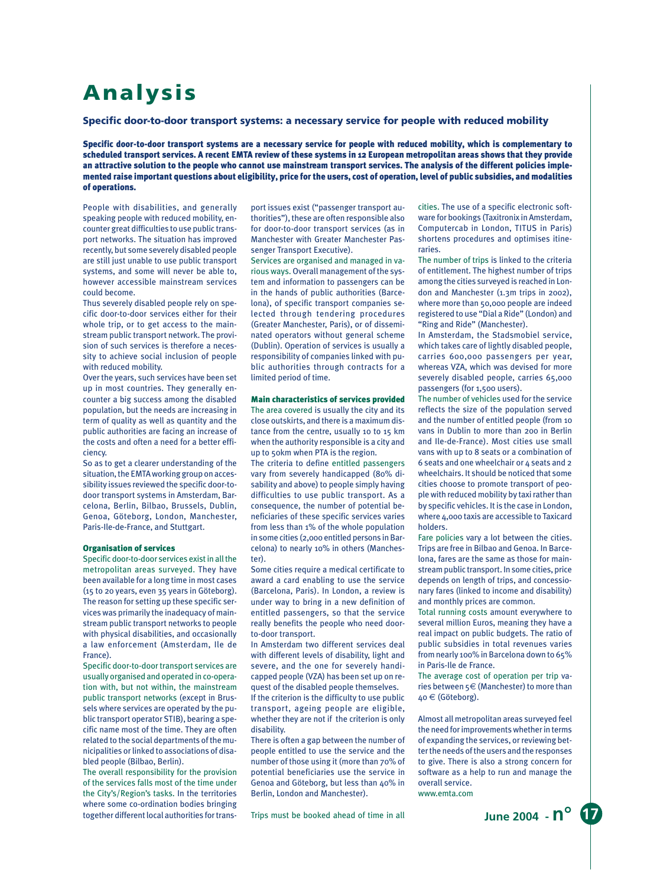# Analysis

## Specific door-to-door transport systems: a necessary service for people with reduced mobility

**Specific door-to-door transport systems are a necessary service for people with reduced mobility, which is complementary to scheduled transport services. A recent EMTA review of these systems in 12 European metropolitan areas shows that they provide an attractive solution to the people who cannot use mainstream transport services. The analysis of the different policies implemented raise important questions about eligibility, price for the users, cost of operation, level of public subsidies, and modalities of operations.**

People with disabilities, and generally speaking people with reduced mobility, encounter great difficulties to use public transport networks. The situation has improved recently, but some severely disabled people are still just unable to use public transport systems, and some will never be able to, however accessible mainstream services could become.

Thus severely disabled people rely on specific door-to-door services either for their whole trip, or to get access to the mainstream public transport network. The provision of such services is therefore a necessity to achieve social inclusion of people with reduced mobility.

Over the years, such services have been set up in most countries. They generally encounter a big success among the disabled population, but the needs are increasing in term of quality as well as quantity and the public authorities are facing an increase of the costs and often a need for a better efficiency.

So as to get a clearer understanding of the situation, the EMTA working group on accessibility issues reviewed the specific door-to-door transport systems in Amsterdam, Barcelona, Berlin, Bilbao, Brussels, Dublin, Genoa, Göteborg, London, Manchester, Paris-Ile-de-France, and Stuttgart.

### Organisation of services

Specific door-to-door services exist in all the metropolitan areas surveyed. They have been available for a long time in most cases (15 to 20 years, even 35 years in Göteborg). The reason for setting up these specific services was primarily the inadequacy of mainstream public transport networks to people with physical disabilities, and occasionally a law enforcement (Amsterdam, Ile de France).

Specific door-to-door transport services are usually organised and operated in co-operation with, but not within, the mainstream public transport networks (except in Brussels where services are operated by the public transport operator STIB), bearing a specific name most of the time. They are often related to the social departments of the municipalities or linked to associations of disabled people (Bilbao, Berlin).

The overall responsibility for the provision of the services falls most of the time under the City's/Region's tasks. In the territories where some co-ordination bodies bringing together different local authorities for transport issues exist ("passenger transport authorities"), these are often responsible also for door-to-door transport services (as in Manchester with Greater Manchester Passenger Transport Executive).

Services are organised and managed in various ways. Overall management of the system and information to passengers can be in the hands of public authorities (Barcelona), of specific transport companies selected through tendering procedures (Greater Manchester, Paris), or of disseminated operators without general scheme (Dublin). Operation of services is usually a responsibility of companies linked with public authorities through contracts for a limited period of time.

### Main characteristics of services provided

The area covered is usually the city and its close outskirts, and there is a maximum distance from the centre, usually 10 to 15 km when the authority responsible is a city and up to 50km when PTA is the region.

The criteria to define entitled passengers vary from severely handicapped (80% disability and above) to people simply having difficulties to use public transport. As a consequence, the number of potential beneficiaries of these specific services varies from less than 1% of the whole population in some cities (2,000 entitled persons in Barcelona) to nearly 10% in others (Manchester).

Some cities require a medical certificate to award a card enabling to use the service (Barcelona, Paris). In London, a review is under way to bring in a new definition of entitled passengers, so that the service really benefits the people who need door-to-door transport.

In Amsterdam two different services deal with different levels of disability, light and severe, and the one for severely handicapped people (VZA) has been set up on request of the disabled people themselves.

If the criterion is the difficulty to use public transport, ageing people are eligible, whether they are not if the criterion is only disability.

There is often a gap between the number of people entitled to use the service and the number of those using it (more than 70% of potential beneficiaries use the service in Genoa and Göteborg, but less than 40% in Berlin, London and Manchester).

Trips must be booked ahead of time in all cities. The use of a specific electronic software for bookings (Taxitronix in Amsterdam, Computercab in London, TITUS in Paris) shortens procedures and optimises itineraries.

The number of trips is linked to the criteria of entitlement. The highest number of trips among the cities surveyed is reached in London and Manchester (1.3m trips in 2002), where more than 50,000 people are indeed registered to use "Dial a Ride" (London) and "Ring and Ride" (Manchester).

In Amsterdam, the Stadsmobiel service, which takes care of lightly disabled people, carries 600,000 passengers per year, whereas VZA, which was devised for more severely disabled people, carries 65,000 passengers (for 1,500 users).

The number of vehicles used for the service reflects the size of the population served and the number of entitled people (from 10 vans in Dublin to more than 200 in Berlin and Ile-de-France). Most cities use small vans with up to 8 seats or a combination of 6 seats and one wheelchair or 4 seats and 2 wheelchairs. It should be noticed that some cities choose to promote transport of people with reduced mobility by taxi rather than by specific vehicles. It is the case in London, where 4,000 taxis are accessible to Taxicard holders.

Fare policies vary a lot between the cities. Trips are free in Bilbao and Genoa. In Barcelona, fares are the same as those for mainstream public transport. In some cities, price depends on length of trips, and concessionary fares (linked to income and disability) and monthly prices are common.

Total running costs amount everywhere to several million Euros, meaning they have a real impact on public budgets. The ratio of public subsidies in total revenues varies from nearly 100% in Barcelona down to 65% in Paris-Ile de France.

The average cost of operation per trip varies between 5€ (Manchester) to more than 40 € (Göteborg).

Almost all metropolitan areas surveyed feel the need for improvements whether in terms of expanding the services, or reviewing better the needs of the users and the responses to give. There is also a strong concern for software as a help to run and manage the overall service.

www.emta.com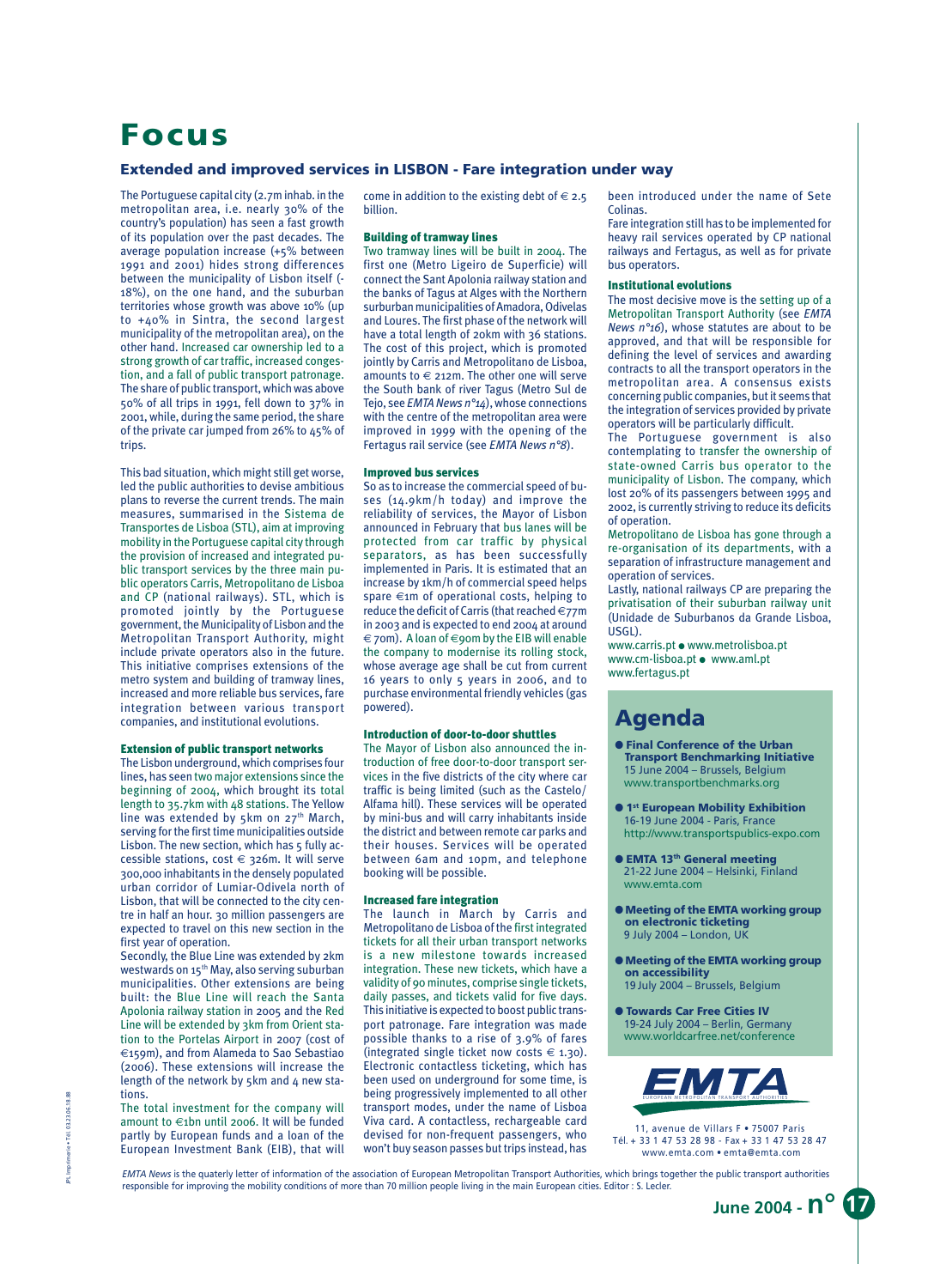# Focus

## Extended and improved services in LISBON - Fare integration under way

The Portuguese capital city (2.7m inhab. in the metropolitan area, i.e. nearly 30% of the country's population) has seen a fast growth of its population over the past decades. The average population increase (+5% between 1991 and 2001) hides strong differences between the municipality of Lisbon itself (-18%), on the one hand, and the suburban territories whose growth was above 10% (up to +40% in Sintra, the second largest municipality of the metropolitan area), on the other hand. Increased car ownership led to a strong growth of car traffic, increased congestion, and a fall of public transport patronage. The share of public transport, which was above 50% of all trips in 1991, fell down to 37% in 2001, while, during the same period, the share of the private car jumped from 26% to 45% of trips.

This bad situation, which might still get worse, led the public authorities to devise ambitious plans to reverse the current trends. The main measures, summarised in the Sistema de Transportes de Lisboa (STL), aim at improving mobility in the Portuguese capital city through the provision of increased and integrated public transport services by the three main public operators Carris, Metropolitano de Lisboa and CP (national railways). STL, which is promoted jointly by the Portuguese government, the Municipality of Lisbon and the Metropolitan Transport Authority, might include private operators also in the future. This initiative comprises extensions of the metro system and building of tramway lines, increased and more reliable bus services, fare integration between various transport companies, and institutional evolutions.

### Extension of public transport networks

The Lisbon underground, which comprises four lines, has seen two major extensions since the beginning of 2004, which brought its total length to 35.7km with 48 stations. The Yellow line was extended by 5km on 27th March, serving for the first time municipalities outside Lisbon. The new section, which has 5 fully accessible stations, cost € 326m. It will serve 300,000 inhabitants in the densely populated urban corridor of Lumiar-Odivela north of Lisbon, that will be connected to the city centre in half an hour. 30 million passengers are expected to travel on this new section in the first year of operation.

Secondly, the Blue Line was extended by 2km westwards on 15th May, also serving suburban municipalities. Other extensions are being built: the Blue Line will reach the Santa Apolonia railway station in 2005 and the Red Line will be extended by 3km from Orient station to the Portelas Airport in 2007 (cost of €159m), and from Alameda to Sao Sebastiao (2006). These extensions will increase the length of the network by 5km and 4 new stations.

The total investment for the company will amount to €1bn until 2006. It will be funded partly by European funds and a loan of the European Investment Bank (EIB), that will come in addition to the existing debt of € 2.5 billion.

### Building of tramway lines

Two tramway lines will be built in 2004. The first one (Metro Ligeiro de Superficie) will connect the Sant Apolonia railway station and the banks of Tagus at Alges with the Northern surburban municipalities of Amadora, Odivelas and Loures. The first phase of the network will have a total length of 20km with 36 stations. The cost of this project, which is promoted jointly by Carris and Metropolitano de Lisboa, amounts to € 212m. The other one will serve the South bank of river Tagus (Metro Sul de Tejo, see *EMTA News n°14*), whose connections with the centre of the metropolitan area were improved in 1999 with the opening of the Fertagus rail service (see *EMTA News n°8*).

### Improved bus services

So as to increase the commercial speed of buses (14.9km/h today) and improve the reliability of services, the Mayor of Lisbon announced in February that bus lanes will be protected from car traffic by physical separators, as has been successfully implemented in Paris. It is estimated that an increase by 1km/h of commercial speed helps spare €1m of operational costs, helping to reduce the deficit of Carris (that reached €77m in 2003 and is expected to end 2004 at around € 70m). A loan of €90m by the EIB will enable the company to modernise its rolling stock, whose average age shall be cut from current 16 years to only 5 years in 2006, and to purchase environmental friendly vehicles (gas powered).

### Introduction of door-to-door shuttles

The Mayor of Lisbon also announced the introduction of free door-to-door transport services in the five districts of the city where car traffic is being limited (such as the Castelo/ Alfama hill). These services will be operated by mini-bus and will carry inhabitants inside the district and between remote car parks and their houses. Services will be operated between 6am and 10pm, and telephone booking will be possible.

### Increased fare integration

The launch in March by Carris and Metropolitano de Lisboa of the first integrated tickets for all their urban transport networks is a new milestone towards increased integration. These new tickets, which have a validity of 90 minutes, comprise single tickets, daily passes, and tickets valid for five days. This initiative is expected to boost public transport patronage. Fare integration was made possible thanks to a rise of 3.9% of fares (integrated single ticket now costs € 1.30). Electronic contactless ticketing, which has been used on underground for some time, is being progressively implemented to all other transport modes, under the name of Lisboa Viva card. A contactless, rechargeable card devised for non-frequent passengers, who won't buy season passes but trips instead, has been introduced under the name of Sete Colinas.

Fare integration still has to be implemented for heavy rail services operated by CP national railways and Fertagus, as well as for private bus operators.

### Institutional evolutions

The most decisive move is the setting up of a Metropolitan Transport Authority (see *EMTA News n°16*), whose statutes are about to be approved, and that will be responsible for defining the level of services and awarding contracts to all the transport operators in the metropolitan area. A consensus exists concerning public companies, but it seems that the integration of services provided by private operators will be particularly difficult.

The Portuguese government is also contemplating to transfer the ownership of state-owned Carris bus operator to the municipality of Lisbon. The company, which lost 20% of its passengers between 1995 and 2002, is currently striving to reduce its deficits of operation.

Metropolitano de Lisboa has gone through a re-organisation of its departments, with a separation of infrastructure management and operation of services.

Lastly, national railways CP are preparing the privatisation of their suburban railway unit (Unidade de Suburbanos da Grande Lisboa, USGL).

www.carris.pt • www.metrolisboa.pt
www.cm-lisboa.pt • www.aml.pt
www.fertagus.pt

## Agenda

- **Final Conference of the Urban Transport Benchmarking Initiative**
  15 June 2004 – Brussels, Belgium
  www.transportbenchmarks.org
- **1st European Mobility Exhibition**
  16-19 June 2004 - Paris, France
  http://www.transportspublics-expo.com
- **EMTA 13th General meeting**
  21-22 June 2004 – Helsinki, Finland
  www.emta.com
- **Meeting of the EMTA working group on electronic ticketing**
  9 July 2004 – London, UK
- **Meeting of the EMTA working group on accessibility**
  19 July 2004 – Brussels, Belgium
- **Towards Car Free Cities IV**
  19-24 July 2004 – Berlin, Germany
  www.worldcarfree.net/conference

EMTA
EUROPEAN METROPOLITAN TRANSPORT AUTHORITIES

11, avenue de Villars F • 75007 Paris
Tél. + 33 1 47 53 28 98 - Fax + 33 1 47 53 28 47
www.emta.com • emta@emta.com

*EMTA News* is the quaterly letter of information of the association of European Metropolitan Transport Authorities, which brings together the public transport authorities responsible for improving the mobility conditions of more than 70 million people living in the main European cities. Editor : S. Lecler.

June 2004 - n° 17